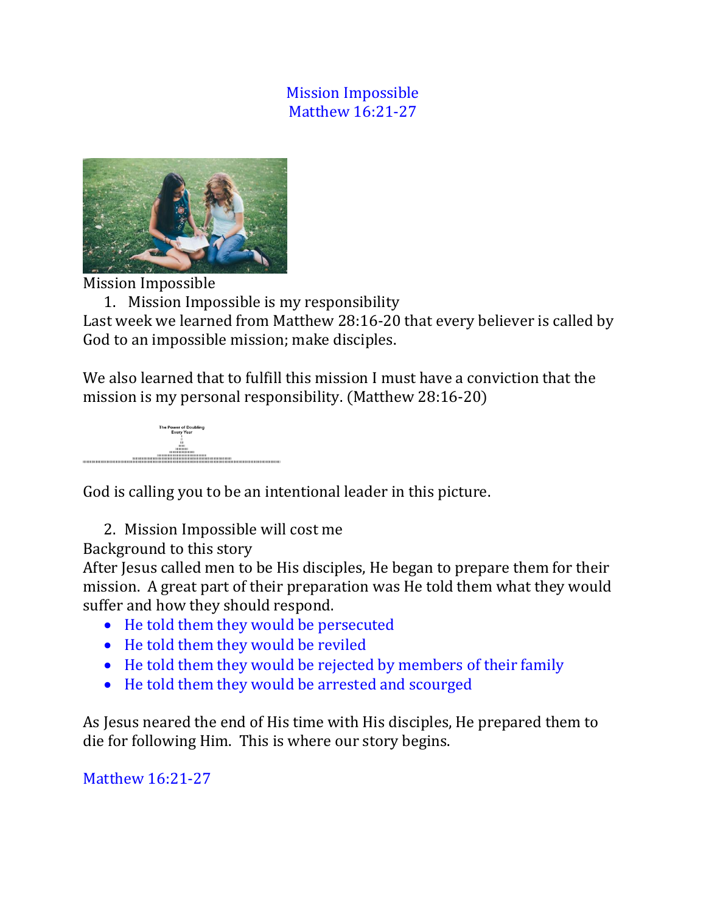# Mission Impossible
## Matthew 16:21-27

Mission Impossible

1. Mission Impossible is my responsibility

Last week we learned from Matthew 28:16-20 that every believer is called by God to an impossible mission; make disciples.

We also learned that to fulfill this mission I must have a conviction that the mission is my personal responsibility. (Matthew 28:16-20)

The Power of Doubling Every Year

God is calling you to be an intentional leader in this picture.

2. Mission Impossible will cost me

Background to this story

After Jesus called men to be His disciples, He began to prepare them for their mission. A great part of their preparation was He told them what they would suffer and how they should respond.

- He told them they would be persecuted
- He told them they would be reviled
- He told them they would be rejected by members of their family
- He told them they would be arrested and scourged

As Jesus neared the end of His time with His disciples, He prepared them to die for following Him. This is where our story begins.

Matthew 16:21-27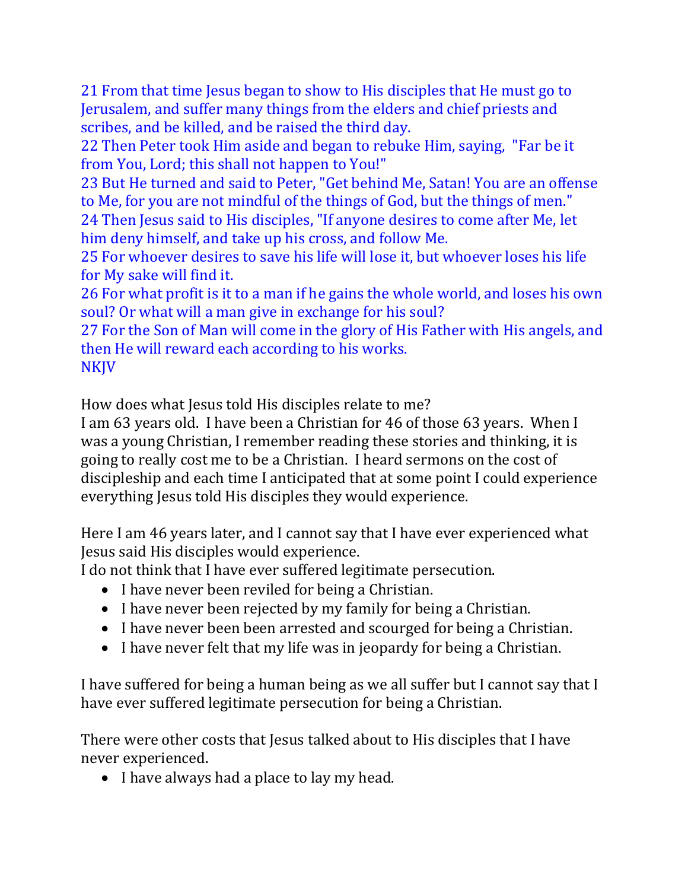21 From that time Jesus began to show to His disciples that He must go to Jerusalem, and suffer many things from the elders and chief priests and scribes, and be killed, and be raised the third day.
22 Then Peter took Him aside and began to rebuke Him, saying, "Far be it from You, Lord; this shall not happen to You!"
23 But He turned and said to Peter, "Get behind Me, Satan! You are an offense to Me, for you are not mindful of the things of God, but the things of men."
24 Then Jesus said to His disciples, "If anyone desires to come after Me, let him deny himself, and take up his cross, and follow Me.
25 For whoever desires to save his life will lose it, but whoever loses his life for My sake will find it.
26 For what profit is it to a man if he gains the whole world, and loses his own soul? Or what will a man give in exchange for his soul?
27 For the Son of Man will come in the glory of His Father with His angels, and then He will reward each according to his works.
NKJV

How does what Jesus told His disciples relate to me?
I am 63 years old. I have been a Christian for 46 of those 63 years. When I was a young Christian, I remember reading these stories and thinking, it is going to really cost me to be a Christian. I heard sermons on the cost of discipleship and each time I anticipated that at some point I could experience everything Jesus told His disciples they would experience.

Here I am 46 years later, and I cannot say that I have ever experienced what Jesus said His disciples would experience.
I do not think that I have ever suffered legitimate persecution.

- I have never been reviled for being a Christian.
- I have never been rejected by my family for being a Christian.
- I have never been been arrested and scourged for being a Christian.
- I have never felt that my life was in jeopardy for being a Christian.

I have suffered for being a human being as we all suffer but I cannot say that I have ever suffered legitimate persecution for being a Christian.

There were other costs that Jesus talked about to His disciples that I have never experienced.

- I have always had a place to lay my head.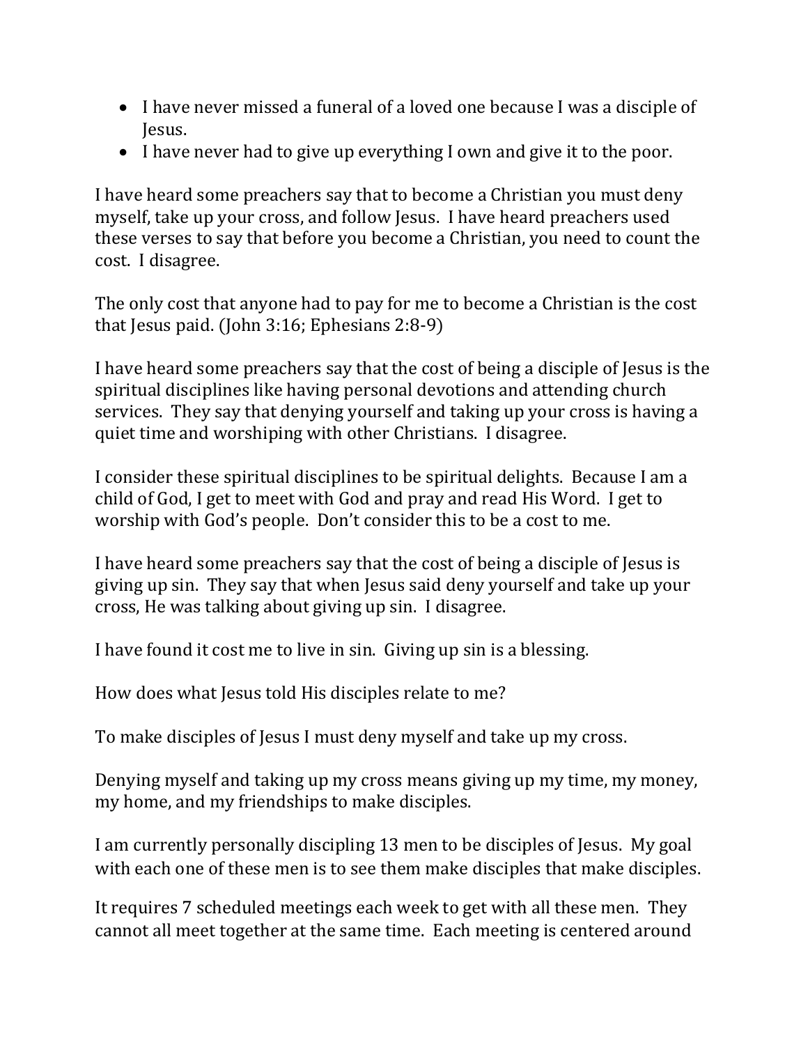- I have never missed a funeral of a loved one because I was a disciple of Jesus.
- I have never had to give up everything I own and give it to the poor.

I have heard some preachers say that to become a Christian you must deny myself, take up your cross, and follow Jesus. I have heard preachers used these verses to say that before you become a Christian, you need to count the cost. I disagree.

The only cost that anyone had to pay for me to become a Christian is the cost that Jesus paid. (John 3:16; Ephesians 2:8-9)

I have heard some preachers say that the cost of being a disciple of Jesus is the spiritual disciplines like having personal devotions and attending church services. They say that denying yourself and taking up your cross is having a quiet time and worshiping with other Christians. I disagree.

I consider these spiritual disciplines to be spiritual delights. Because I am a child of God, I get to meet with God and pray and read His Word. I get to worship with God's people. Don't consider this to be a cost to me.

I have heard some preachers say that the cost of being a disciple of Jesus is giving up sin. They say that when Jesus said deny yourself and take up your cross, He was talking about giving up sin. I disagree.

I have found it cost me to live in sin. Giving up sin is a blessing.

How does what Jesus told His disciples relate to me?

To make disciples of Jesus I must deny myself and take up my cross.

Denying myself and taking up my cross means giving up my time, my money, my home, and my friendships to make disciples.

I am currently personally discipling 13 men to be disciples of Jesus. My goal with each one of these men is to see them make disciples that make disciples.

It requires 7 scheduled meetings each week to get with all these men. They cannot all meet together at the same time. Each meeting is centered around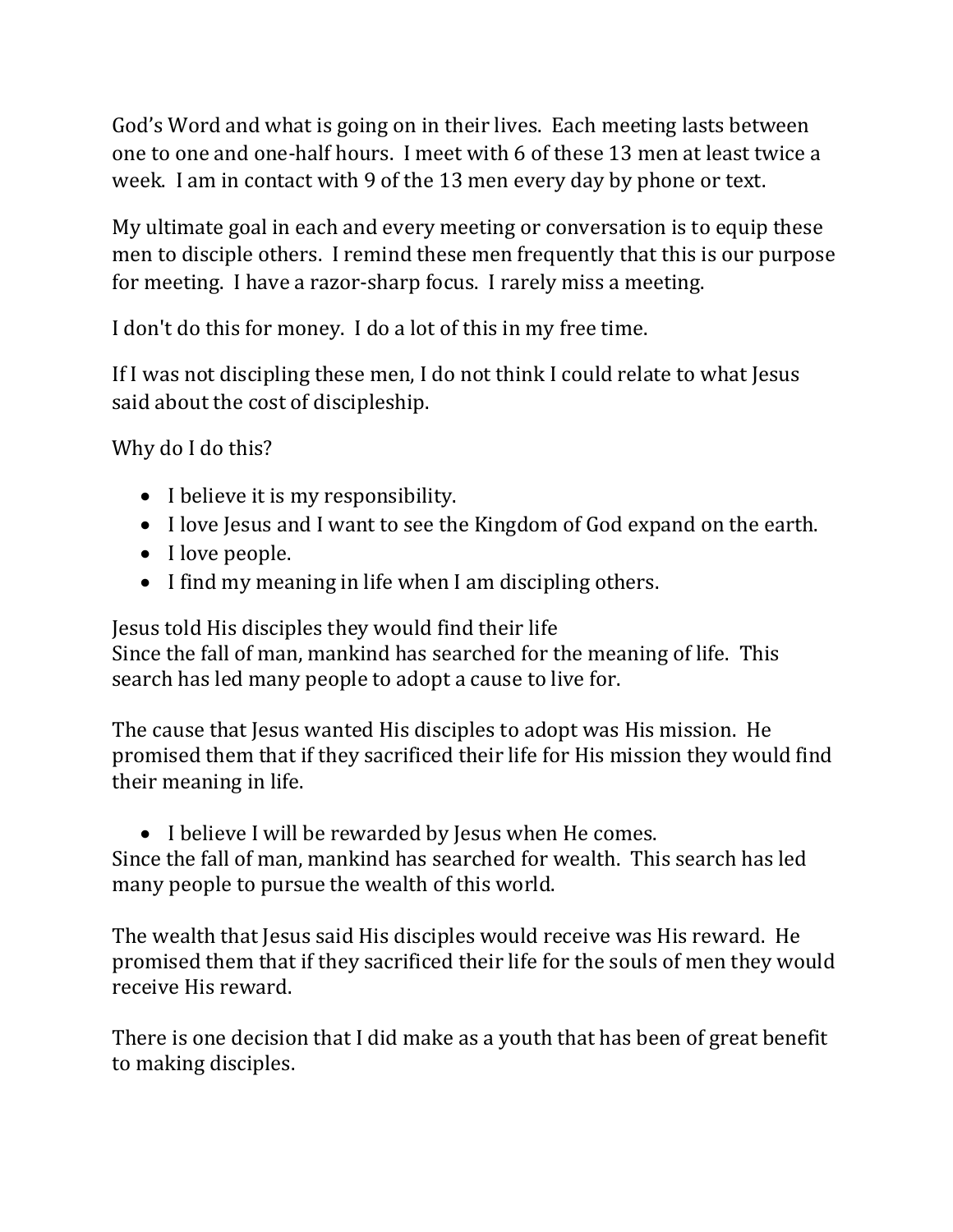God's Word and what is going on in their lives. Each meeting lasts between one to one and one-half hours. I meet with 6 of these 13 men at least twice a week. I am in contact with 9 of the 13 men every day by phone or text.

My ultimate goal in each and every meeting or conversation is to equip these men to disciple others. I remind these men frequently that this is our purpose for meeting. I have a razor-sharp focus. I rarely miss a meeting.

I don't do this for money. I do a lot of this in my free time.

If I was not discipling these men, I do not think I could relate to what Jesus said about the cost of discipleship.

Why do I do this?

- I believe it is my responsibility.
- I love Jesus and I want to see the Kingdom of God expand on the earth.
- I love people.
- I find my meaning in life when I am discipling others.

Jesus told His disciples they would find their life
Since the fall of man, mankind has searched for the meaning of life. This search has led many people to adopt a cause to live for.

The cause that Jesus wanted His disciples to adopt was His mission. He promised them that if they sacrificed their life for His mission they would find their meaning in life.

- I believe I will be rewarded by Jesus when He comes.

Since the fall of man, mankind has searched for wealth. This search has led many people to pursue the wealth of this world.

The wealth that Jesus said His disciples would receive was His reward. He promised them that if they sacrificed their life for the souls of men they would receive His reward.

There is one decision that I did make as a youth that has been of great benefit to making disciples.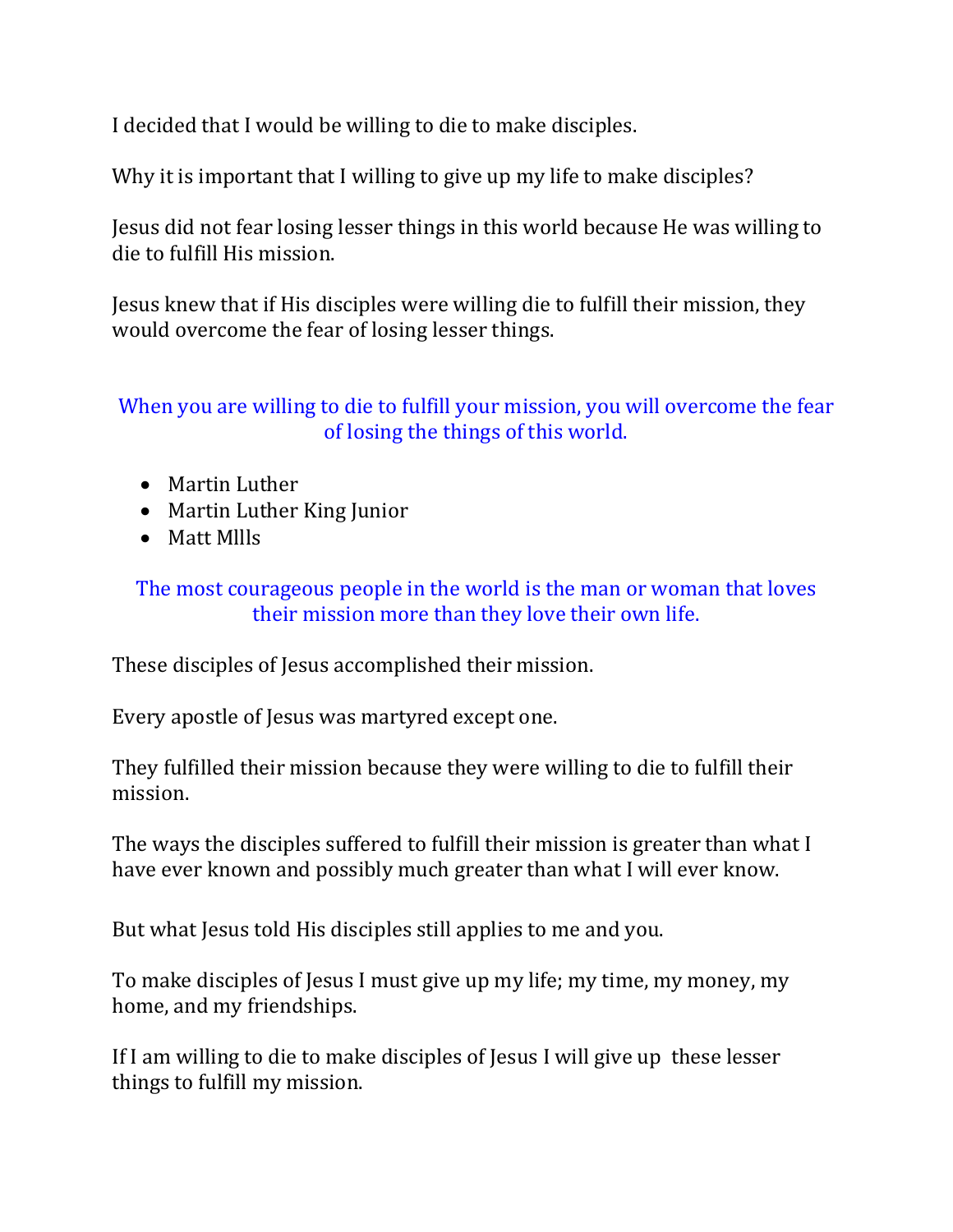I decided that I would be willing to die to make disciples.

Why it is important that I willing to give up my life to make disciples?

Jesus did not fear losing lesser things in this world because He was willing to die to fulfill His mission.

Jesus knew that if His disciples were willing die to fulfill their mission, they would overcome the fear of losing lesser things.

When you are willing to die to fulfill your mission, you will overcome the fear of losing the things of this world.

- Martin Luther
- Martin Luther King Junior
- Matt Mllls

The most courageous people in the world is the man or woman that loves their mission more than they love their own life.

These disciples of Jesus accomplished their mission.

Every apostle of Jesus was martyred except one.

They fulfilled their mission because they were willing to die to fulfill their mission.

The ways the disciples suffered to fulfill their mission is greater than what I have ever known and possibly much greater than what I will ever know.

But what Jesus told His disciples still applies to me and you.

To make disciples of Jesus I must give up my life; my time, my money, my home, and my friendships.

If I am willing to die to make disciples of Jesus I will give up these lesser things to fulfill my mission.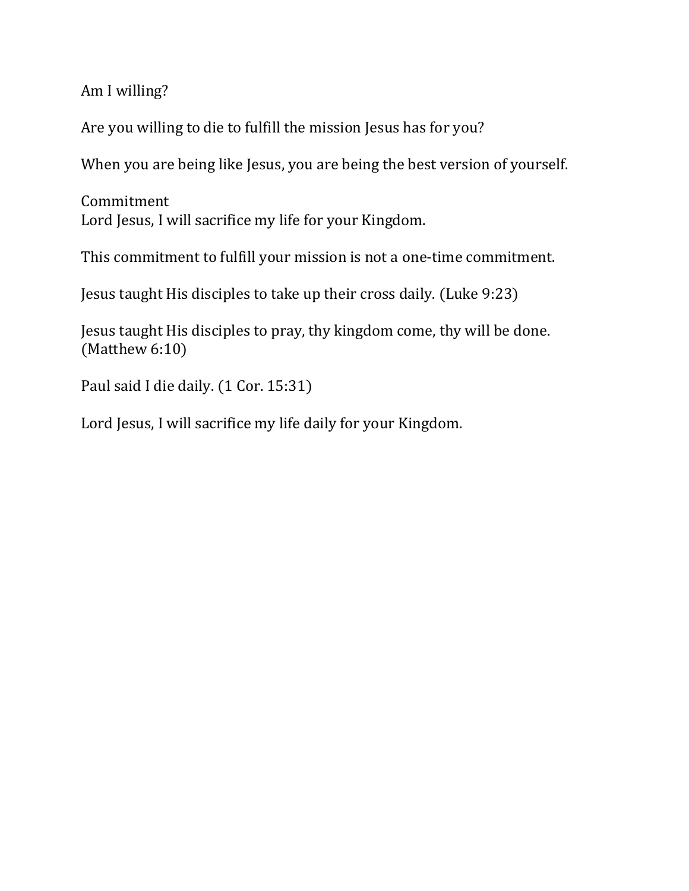Am I willing?

Are you willing to die to fulfill the mission Jesus has for you?

When you are being like Jesus, you are being the best version of yourself.

Commitment
Lord Jesus, I will sacrifice my life for your Kingdom.

This commitment to fulfill your mission is not a one-time commitment.

Jesus taught His disciples to take up their cross daily. (Luke 9:23)

Jesus taught His disciples to pray, thy kingdom come, thy will be done. (Matthew 6:10)

Paul said I die daily. (1 Cor. 15:31)

Lord Jesus, I will sacrifice my life daily for your Kingdom.